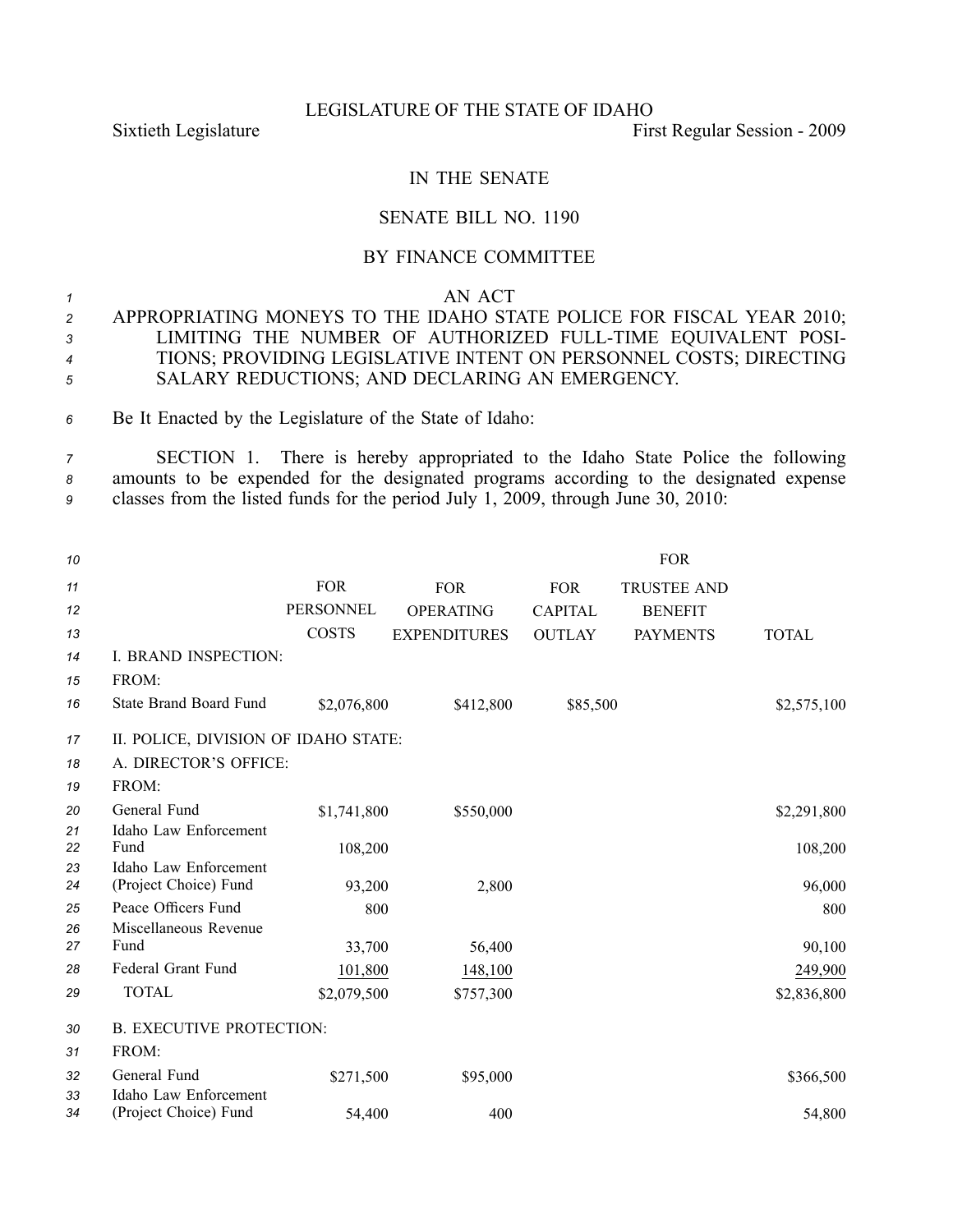LEGISLATURE OF THE STATE OF IDAHO

Sixtieth Legislature First Regular Session - 2009

IN THE SENATE

SENATE BILL NO. 1190

BY FINANCE COMMITTEE

AN ACT

APPROPRIATING MONEYS TO THE IDAHO STATE POLICE FOR FISCAL YEAR 2010; LIMITING THE NUMBER OF AUTHORIZED FULL-TIME EQUIVALENT POSITIONS; PROVIDING LEGISLATIVE INTENT ON PERSONNEL COSTS; DIRECTING SALARY REDUCTIONS; AND DECLARING AN EMERGENCY.

Be It Enacted by the Legislature of the State of Idaho:

SECTION 1. There is hereby appropriated to the Idaho State Police the following amounts to be expended for the designated programs according to the designated expense classes from the listed funds for the period July 1, 2009, through June 30, 2010:

| | FOR PERSONNEL COSTS | FOR OPERATING EXPENDITURES | FOR CAPITAL OUTLAY | FOR TRUSTEE AND BENEFIT PAYMENTS | TOTAL |
|---|---|---|---|---|---|
| I. BRAND INSPECTION: | | | | | |
| FROM: | | | | | |
| State Brand Board Fund | $2,076,800 | $412,800 | $85,500 | | $2,575,100 |
| II. POLICE, DIVISION OF IDAHO STATE: | | | | | |
| A. DIRECTOR'S OFFICE: | | | | | |
| FROM: | | | | | |
| General Fund | $1,741,800 | $550,000 | | | $2,291,800 |
| Idaho Law Enforcement Fund | 108,200 | | | | 108,200 |
| Idaho Law Enforcement (Project Choice) Fund | 93,200 | 2,800 | | | 96,000 |
| Peace Officers Fund | 800 | | | | 800 |
| Miscellaneous Revenue Fund | 33,700 | 56,400 | | | 90,100 |
| Federal Grant Fund | 101,800 | 148,100 | | | 249,900 |
| TOTAL | $2,079,500 | $757,300 | | | $2,836,800 |
| B. EXECUTIVE PROTECTION: | | | | | |
| FROM: | | | | | |
| General Fund | $271,500 | $95,000 | | | $366,500 |
| Idaho Law Enforcement (Project Choice) Fund | 54,400 | 400 | | | 54,800 |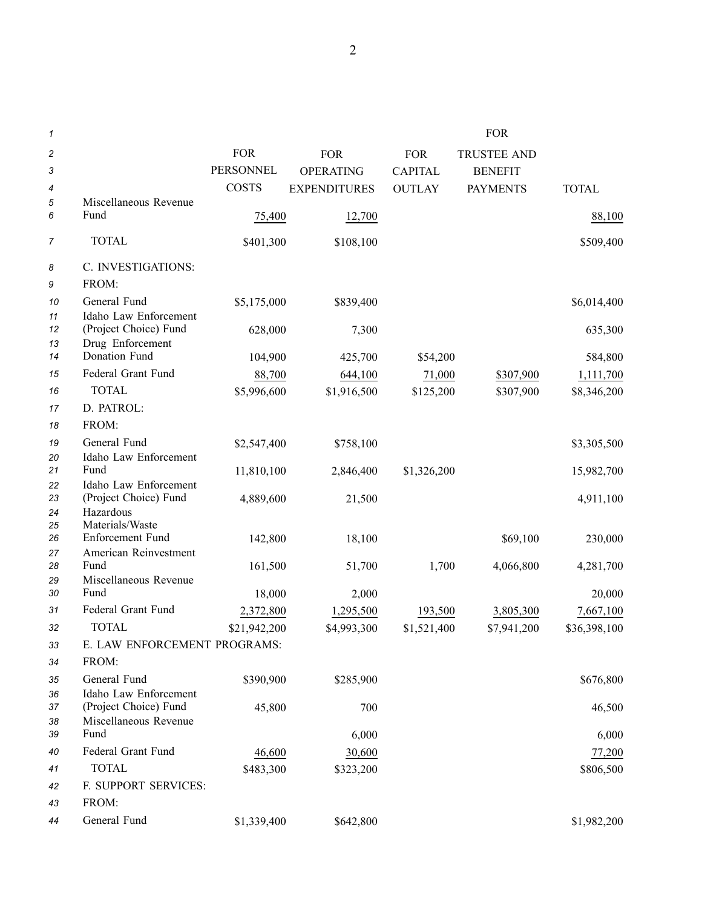| | FOR PERSONNEL COSTS | FOR OPERATING EXPENDITURES | FOR CAPITAL OUTLAY | FOR TRUSTEE AND BENEFIT PAYMENTS | TOTAL |
|---|---|---|---|---|---|
| Miscellaneous Revenue Fund | 75,400 | 12,700 | | | 88,100 |
| TOTAL | $401,300 | $108,100 | | | $509,400 |
| C. INVESTIGATIONS: | | | | | |
| FROM: | | | | | |
| General Fund | $5,175,000 | $839,400 | | | $6,014,400 |
| Idaho Law Enforcement (Project Choice) Fund | 628,000 | 7,300 | | | 635,300 |
| Drug Enforcement Donation Fund | 104,900 | 425,700 | $54,200 | | 584,800 |
| Federal Grant Fund | 88,700 | 644,100 | 71,000 | $307,900 | 1,111,700 |
| TOTAL | $5,996,600 | $1,916,500 | $125,200 | $307,900 | $8,346,200 |
| D. PATROL: | | | | | |
| FROM: | | | | | |
| General Fund | $2,547,400 | $758,100 | | | $3,305,500 |
| Idaho Law Enforcement Fund | 11,810,100 | 2,846,400 | $1,326,200 | | 15,982,700 |
| Idaho Law Enforcement (Project Choice) Fund | 4,889,600 | 21,500 | | | 4,911,100 |
| Hazardous Materials/Waste Enforcement Fund | 142,800 | 18,100 | | $69,100 | 230,000 |
| American Reinvestment Fund | 161,500 | 51,700 | 1,700 | 4,066,800 | 4,281,700 |
| Miscellaneous Revenue Fund | 18,000 | 2,000 | | | 20,000 |
| Federal Grant Fund | 2,372,800 | 1,295,500 | 193,500 | 3,805,300 | 7,667,100 |
| TOTAL | $21,942,200 | $4,993,300 | $1,521,400 | $7,941,200 | $36,398,100 |
| E. LAW ENFORCEMENT PROGRAMS: | | | | | |
| FROM: | | | | | |
| General Fund | $390,900 | $285,900 | | | $676,800 |
| Idaho Law Enforcement (Project Choice) Fund | 45,800 | 700 | | | 46,500 |
| Miscellaneous Revenue Fund | | 6,000 | | | 6,000 |
| Federal Grant Fund | 46,600 | 30,600 | | | 77,200 |
| TOTAL | $483,300 | $323,200 | | | $806,500 |
| F. SUPPORT SERVICES: | | | | | |
| FROM: | | | | | |
| General Fund | $1,339,400 | $642,800 | | | $1,982,200 |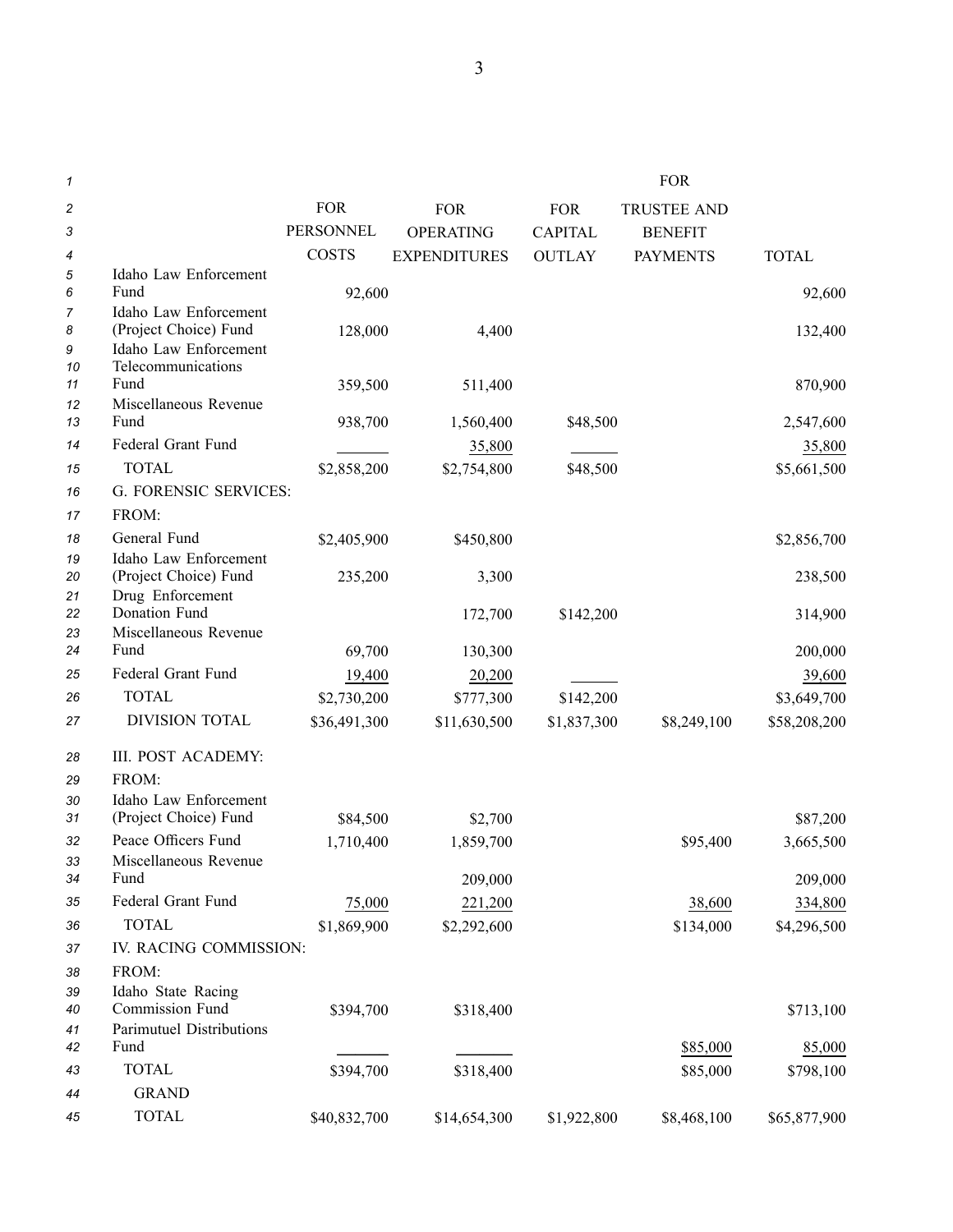| | FOR PERSONNEL COSTS | FOR OPERATING EXPENDITURES | FOR CAPITAL OUTLAY | FOR TRUSTEE AND BENEFIT PAYMENTS | TOTAL |
|---|---|---|---|---|---|
| Idaho Law Enforcement Fund | 92,600 | | | | 92,600 |
| Idaho Law Enforcement (Project Choice) Fund | 128,000 | 4,400 | | | 132,400 |
| Idaho Law Enforcement Telecommunications Fund | 359,500 | 511,400 | | | 870,900 |
| Miscellaneous Revenue Fund | 938,700 | 1,560,400 | $48,500 | | 2,547,600 |
| Federal Grant Fund | | 35,800 | | | 35,800 |
| TOTAL | $2,858,200 | $2,754,800 | $48,500 | | $5,661,500 |
| G. FORENSIC SERVICES: | | | | | |
| FROM: | | | | | |
| General Fund | $2,405,900 | $450,800 | | | $2,856,700 |
| Idaho Law Enforcement (Project Choice) Fund | 235,200 | 3,300 | | | 238,500 |
| Drug Enforcement Donation Fund | | 172,700 | $142,200 | | 314,900 |
| Miscellaneous Revenue Fund | 69,700 | 130,300 | | | 200,000 |
| Federal Grant Fund | 19,400 | 20,200 | | | 39,600 |
| TOTAL | $2,730,200 | $777,300 | $142,200 | | $3,649,700 |
| DIVISION TOTAL | $36,491,300 | $11,630,500 | $1,837,300 | $8,249,100 | $58,208,200 |
| III. POST ACADEMY: | | | | | |
| FROM: | | | | | |
| Idaho Law Enforcement (Project Choice) Fund | $84,500 | $2,700 | | | $87,200 |
| Peace Officers Fund | 1,710,400 | 1,859,700 | | $95,400 | 3,665,500 |
| Miscellaneous Revenue Fund | | 209,000 | | | 209,000 |
| Federal Grant Fund | 75,000 | 221,200 | | 38,600 | 334,800 |
| TOTAL | $1,869,900 | $2,292,600 | | $134,000 | $4,296,500 |
| IV. RACING COMMISSION: | | | | | |
| FROM: | | | | | |
| Idaho State Racing Commission Fund | $394,700 | $318,400 | | | $713,100 |
| Parimutuel Distributions Fund | | | | $85,000 | 85,000 |
| TOTAL | $394,700 | $318,400 | | $85,000 | $798,100 |
| GRAND TOTAL | $40,832,700 | $14,654,300 | $1,922,800 | $8,468,100 | $65,877,900 |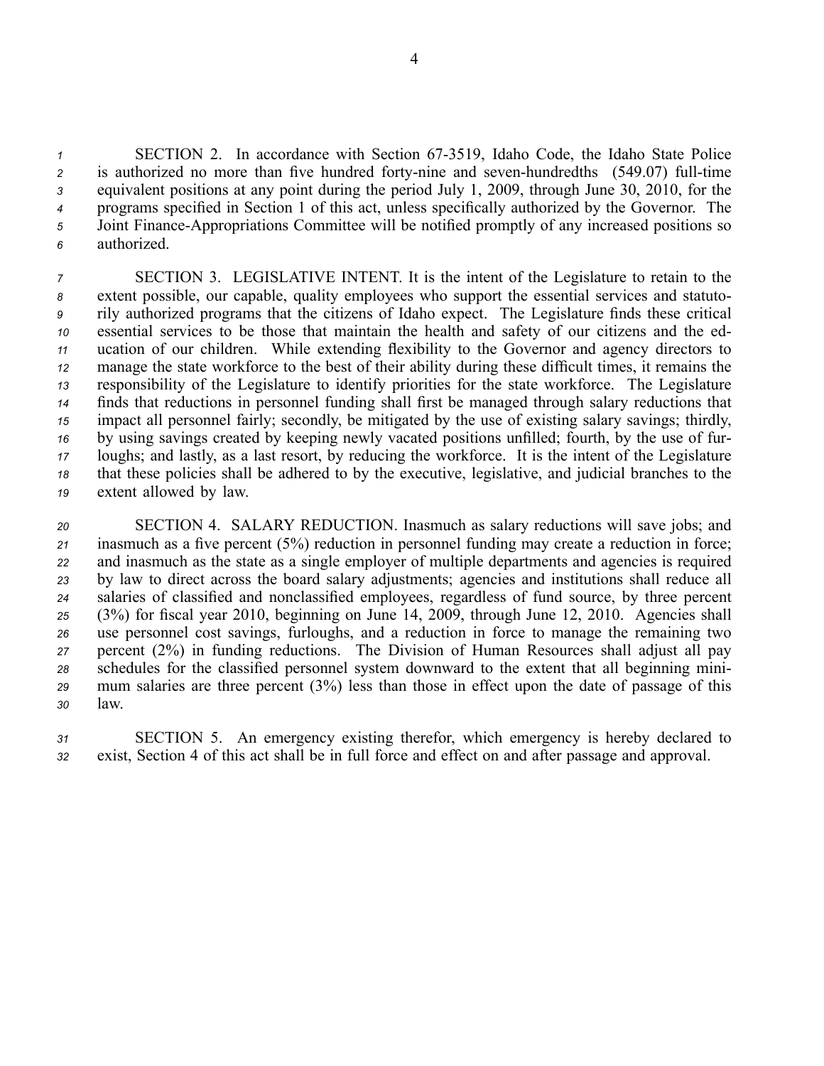SECTION 2. In accordance with Section 67-3519, Idaho Code, the Idaho State Police is authorized no more than five hundred forty-nine and seven-hundredths (549.07) full-time equivalent positions at any point during the period July 1, 2009, through June 30, 2010, for the programs specified in Section 1 of this act, unless specifically authorized by the Governor. The Joint Finance-Appropriations Committee will be notified promptly of any increased positions so authorized.

SECTION 3. LEGISLATIVE INTENT. It is the intent of the Legislature to retain to the extent possible, our capable, quality employees who support the essential services and statutorily authorized programs that the citizens of Idaho expect. The Legislature finds these critical essential services to be those that maintain the health and safety of our citizens and the education of our children. While extending flexibility to the Governor and agency directors to manage the state workforce to the best of their ability during these difficult times, it remains the responsibility of the Legislature to identify priorities for the state workforce. The Legislature finds that reductions in personnel funding shall first be managed through salary reductions that impact all personnel fairly; secondly, be mitigated by the use of existing salary savings; thirdly, by using savings created by keeping newly vacated positions unfilled; fourth, by the use of furloughs; and lastly, as a last resort, by reducing the workforce. It is the intent of the Legislature that these policies shall be adhered to by the executive, legislative, and judicial branches to the extent allowed by law.

SECTION 4. SALARY REDUCTION. Inasmuch as salary reductions will save jobs; and inasmuch as a five percent (5%) reduction in personnel funding may create a reduction in force; and inasmuch as the state as a single employer of multiple departments and agencies is required by law to direct across the board salary adjustments; agencies and institutions shall reduce all salaries of classified and nonclassified employees, regardless of fund source, by three percent (3%) for fiscal year 2010, beginning on June 14, 2009, through June 12, 2010. Agencies shall use personnel cost savings, furloughs, and a reduction in force to manage the remaining two percent (2%) in funding reductions. The Division of Human Resources shall adjust all pay schedules for the classified personnel system downward to the extent that all beginning minimum salaries are three percent (3%) less than those in effect upon the date of passage of this law.

SECTION 5. An emergency existing therefor, which emergency is hereby declared to exist, Section 4 of this act shall be in full force and effect on and after passage and approval.